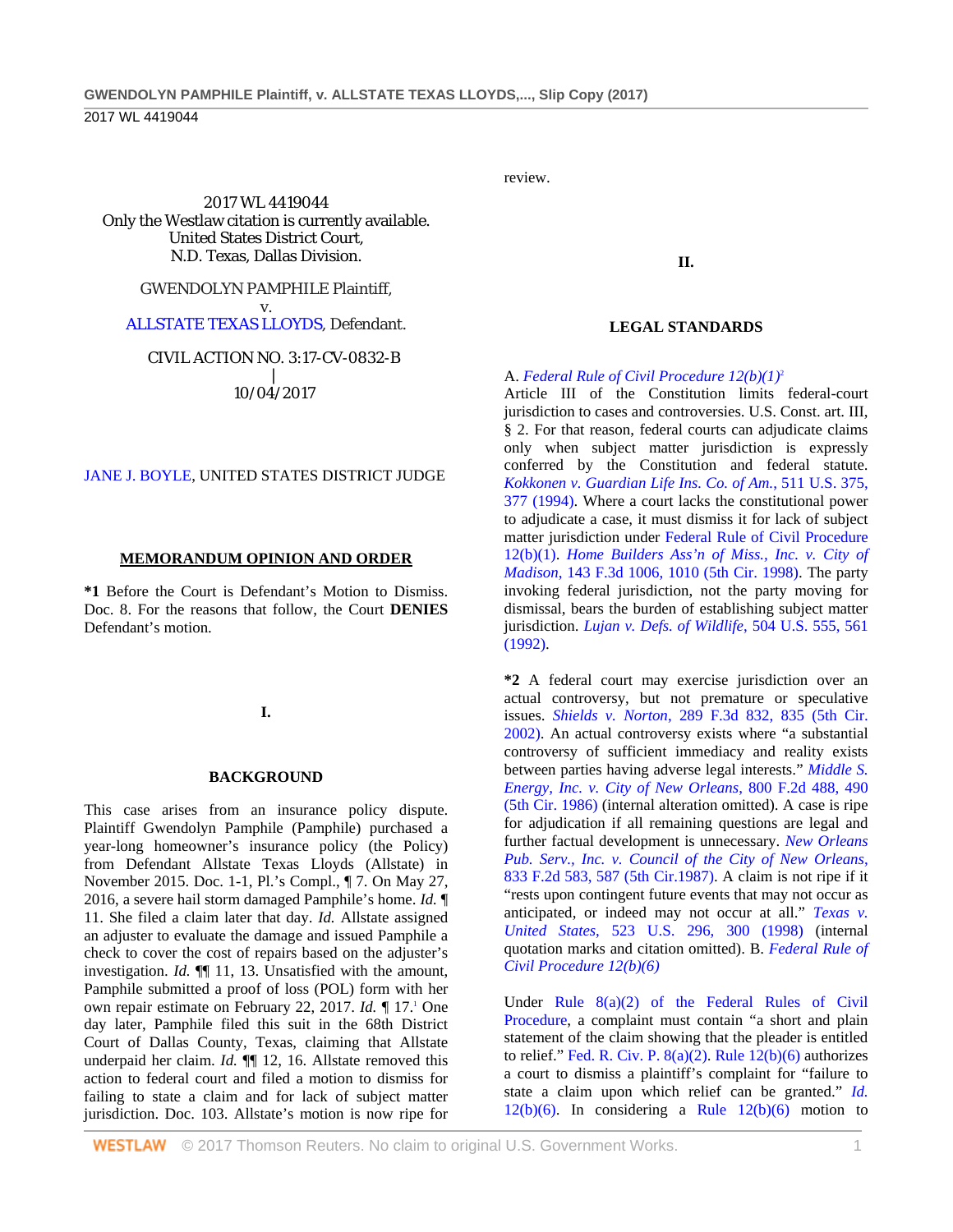2017 WL 4419044
Only the Westlaw citation is currently available.
United States District Court,
N.D. Texas, Dallas Division.

GWENDOLYN PAMPHILE Plaintiff,
v.
ALLSTATE TEXAS LLOYDS, Defendant.

CIVIL ACTION NO. 3:17-CV-0832-B
|
10/04/2017

JANE J. BOYLE, UNITED STATES DISTRICT JUDGE

## MEMORANDUM OPINION AND ORDER

**\*1** Before the Court is Defendant's Motion to Dismiss. Doc. 8. For the reasons that follow, the Court **DENIES** Defendant's motion.

## I.

## BACKGROUND

This case arises from an insurance policy dispute. Plaintiff Gwendolyn Pamphile (Pamphile) purchased a year-long homeowner's insurance policy (the Policy) from Defendant Allstate Texas Lloyds (Allstate) in November 2015. Doc. 1-1, Pl.'s Compl., ¶ 7. On May 27, 2016, a severe hail storm damaged Pamphile's home. *Id.* ¶ 11. She filed a claim later that day. *Id.* Allstate assigned an adjuster to evaluate the damage and issued Pamphile a check to cover the cost of repairs based on the adjuster's investigation. *Id.* ¶¶ 11, 13. Unsatisfied with the amount, Pamphile submitted a proof of loss (POL) form with her own repair estimate on February 22, 2017. *Id.* ¶ 17.[1] One day later, Pamphile filed this suit in the 68th District Court of Dallas County, Texas, claiming that Allstate underpaid her claim. *Id.* ¶¶ 12, 16. Allstate removed this action to federal court and filed a motion to dismiss for failing to state a claim and for lack of subject matter jurisdiction. Doc. 103. Allstate's motion is now ripe for review.

## II.

## LEGAL STANDARDS

A. *Federal Rule of Civil Procedure 12(b)(1)*[2]

Article III of the Constitution limits federal-court jurisdiction to cases and controversies. U.S. Const. art. III, § 2. For that reason, federal courts can adjudicate claims only when subject matter jurisdiction is expressly conferred by the Constitution and federal statute. *Kokkonen v. Guardian Life Ins. Co. of Am.*, 511 U.S. 375, 377 (1994). Where a court lacks the constitutional power to adjudicate a case, it must dismiss it for lack of subject matter jurisdiction under Federal Rule of Civil Procedure 12(b)(1). *Home Builders Ass'n of Miss., Inc. v. City of Madison*, 143 F.3d 1006, 1010 (5th Cir. 1998). The party invoking federal jurisdiction, not the party moving for dismissal, bears the burden of establishing subject matter jurisdiction. *Lujan v. Defs. of Wildlife*, 504 U.S. 555, 561 (1992).

**\*2** A federal court may exercise jurisdiction over an actual controversy, but not premature or speculative issues. *Shields v. Norton*, 289 F.3d 832, 835 (5th Cir. 2002). An actual controversy exists where "a substantial controversy of sufficient immediacy and reality exists between parties having adverse legal interests." *Middle S. Energy, Inc. v. City of New Orleans*, 800 F.2d 488, 490 (5th Cir. 1986) (internal alteration omitted). A case is ripe for adjudication if all remaining questions are legal and further factual development is unnecessary. *New Orleans Pub. Serv., Inc. v. Council of the City of New Orleans*, 833 F.2d 583, 587 (5th Cir.1987). A claim is not ripe if it "rests upon contingent future events that may not occur as anticipated, or indeed may not occur at all." *Texas v. United States*, 523 U.S. 296, 300 (1998) (internal quotation marks and citation omitted).

B. *Federal Rule of Civil Procedure 12(b)(6)*

Under Rule 8(a)(2) of the Federal Rules of Civil Procedure, a complaint must contain "a short and plain statement of the claim showing that the pleader is entitled to relief." Fed. R. Civ. P. 8(a)(2). Rule 12(b)(6) authorizes a court to dismiss a plaintiff's complaint for "failure to state a claim upon which relief can be granted." *Id.* 12(b)(6). In considering a Rule 12(b)(6) motion to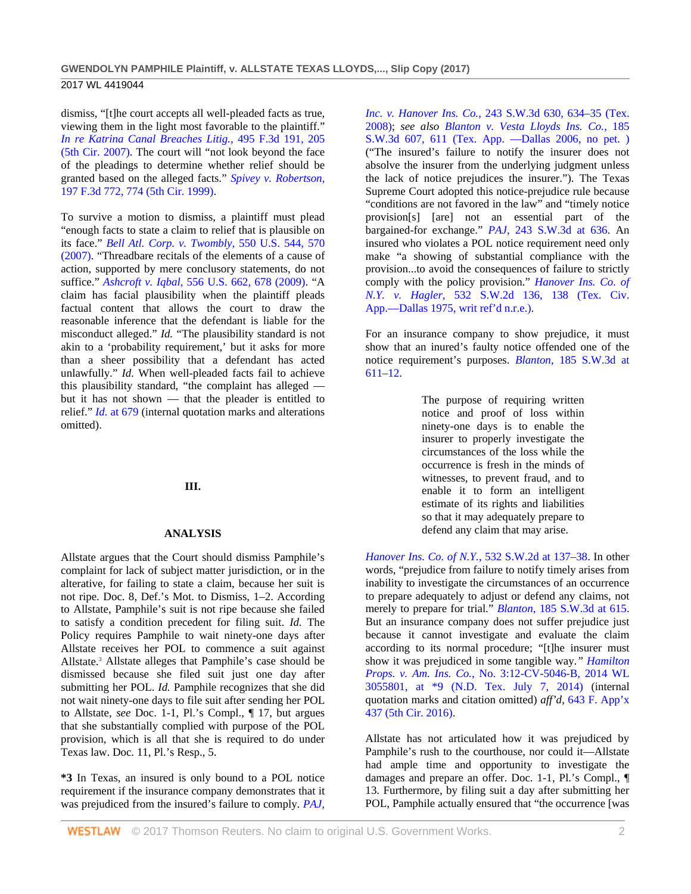dismiss, "[t]he court accepts all well-pleaded facts as true, viewing them in the light most favorable to the plaintiff." *In re Katrina Canal Breaches Litig.*, 495 F.3d 191, 205 (5th Cir. 2007). The court will "not look beyond the face of the pleadings to determine whether relief should be granted based on the alleged facts." *Spivey v. Robertson*, 197 F.3d 772, 774 (5th Cir. 1999).

To survive a motion to dismiss, a plaintiff must plead "enough facts to state a claim to relief that is plausible on its face." *Bell Atl. Corp. v. Twombly*, 550 U.S. 544, 570 (2007). "Threadbare recitals of the elements of a cause of action, supported by mere conclusory statements, do not suffice." *Ashcroft v. Iqbal*, 556 U.S. 662, 678 (2009). "A claim has facial plausibility when the plaintiff pleads factual content that allows the court to draw the reasonable inference that the defendant is liable for the misconduct alleged." *Id.* "The plausibility standard is not akin to a 'probability requirement,' but it asks for more than a sheer possibility that a defendant has acted unlawfully." *Id.* When well-pleaded facts fail to achieve this plausibility standard, "the complaint has alleged — but it has not shown — that the pleader is entitled to relief." *Id.* at 679 (internal quotation marks and alterations omitted).

## III.

## ANALYSIS

Allstate argues that the Court should dismiss Pamphile's complaint for lack of subject matter jurisdiction, or in the alterative, for failing to state a claim, because her suit is not ripe. Doc. 8, Def.'s Mot. to Dismiss, 1–2. According to Allstate, Pamphile's suit is not ripe because she failed to satisfy a condition precedent for filing suit. *Id.* The Policy requires Pamphile to wait ninety-one days after Allstate receives her POL to commence a suit against Allstate.[3] Allstate alleges that Pamphile's case should be dismissed because she filed suit just one day after submitting her POL. *Id.* Pamphile recognizes that she did not wait ninety-one days to file suit after sending her POL to Allstate, *see* Doc. 1-1, Pl.'s Compl., ¶ 17, but argues that she substantially complied with purpose of the POL provision, which is all that she is required to do under Texas law. Doc. 11, Pl.'s Resp., 5.

**\*3** In Texas, an insured is only bound to a POL notice requirement if the insurance company demonstrates that it was prejudiced from the insured's failure to comply. *PAJ, Inc. v. Hanover Ins. Co.*, 243 S.W.3d 630, 634–35 (Tex. 2008); *see also Blanton v. Vesta Lloyds Ins. Co.*, 185 S.W.3d 607, 611 (Tex. App. —Dallas 2006, no pet. ) ("The insured's failure to notify the insurer does not absolve the insurer from the underlying judgment unless the lack of notice prejudices the insurer."). The Texas Supreme Court adopted this notice-prejudice rule because "conditions are not favored in the law" and "timely notice provision[s] [are] not an essential part of the bargained-for exchange." *PAJ*, 243 S.W.3d at 636. An insured who violates a POL notice requirement need only make "a showing of substantial compliance with the provision...to avoid the consequences of failure to strictly comply with the policy provision." *Hanover Ins. Co. of N.Y. v. Hagler*, 532 S.W.2d 136, 138 (Tex. Civ. App.—Dallas 1975, writ ref'd n.r.e.).

For an insurance company to show prejudice, it must show that an inured's faulty notice offended one of the notice requirement's purposes. *Blanton*, 185 S.W.3d at 611–12.

> The purpose of requiring written notice and proof of loss within ninety-one days is to enable the insurer to properly investigate the circumstances of the loss while the occurrence is fresh in the minds of witnesses, to prevent fraud, and to enable it to form an intelligent estimate of its rights and liabilities so that it may adequately prepare to defend any claim that may arise.

*Hanover Ins. Co. of N.Y.*, 532 S.W.2d at 137–38. In other words, "prejudice from failure to notify timely arises from inability to investigate the circumstances of an occurrence to prepare adequately to adjust or defend any claims, not merely to prepare for trial." *Blanton*, 185 S.W.3d at 615. But an insurance company does not suffer prejudice just because it cannot investigate and evaluate the claim according to its normal procedure; "[t]he insurer must show it was prejudiced in some tangible way." *Hamilton Props. v. Am. Ins. Co.*, No. 3:12-CV-5046-B, 2014 WL 3055801, at \*9 (N.D. Tex. July 7, 2014) (internal quotation marks and citation omitted) *aff'd*, 643 F. App'x 437 (5th Cir. 2016).

Allstate has not articulated how it was prejudiced by Pamphile's rush to the courthouse, nor could it—Allstate had ample time and opportunity to investigate the damages and prepare an offer. Doc. 1-1, Pl.'s Compl., ¶ 13. Furthermore, by filing suit a day after submitting her POL, Pamphile actually ensured that "the occurrence [was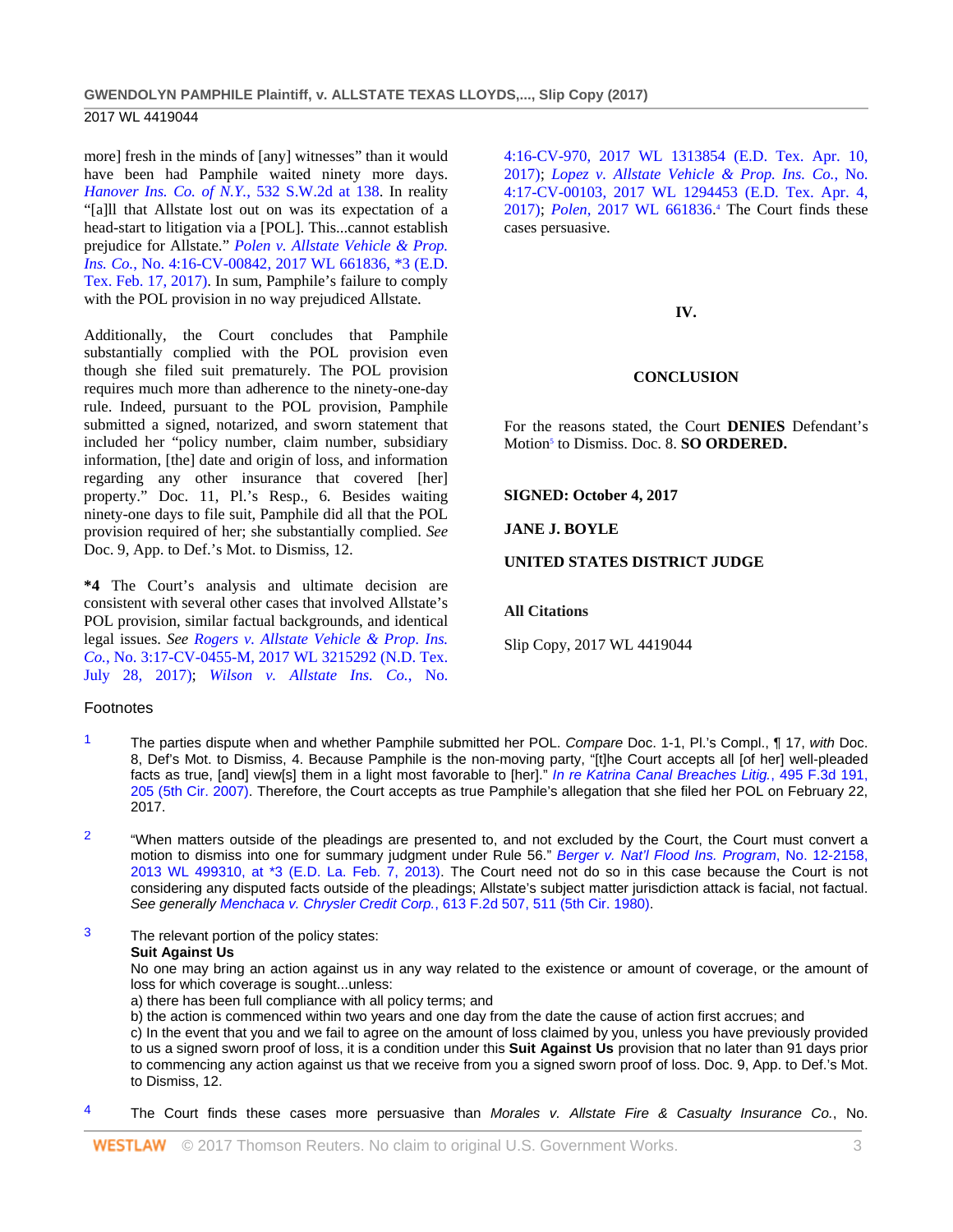more] fresh in the minds of [any] witnesses" than it would have been had Pamphile waited ninety more days. *Hanover Ins. Co. of N.Y.*, 532 S.W.2d at 138. In reality "[a]ll that Allstate lost out on was its expectation of a head-start to litigation via a [POL]. This...cannot establish prejudice for Allstate." *Polen v. Allstate Vehicle & Prop. Ins. Co.*, No. 4:16-CV-00842, 2017 WL 661836, *3 (E.D. Tex. Feb. 17, 2017). In sum, Pamphile's failure to comply with the POL provision in no way prejudiced Allstate.

Additionally, the Court concludes that Pamphile substantially complied with the POL provision even though she filed suit prematurely. The POL provision requires much more than adherence to the ninety-one-day rule. Indeed, pursuant to the POL provision, Pamphile submitted a signed, notarized, and sworn statement that included her "policy number, claim number, subsidiary information, [the] date and origin of loss, and information regarding any other insurance that covered [her] property." Doc. 11, Pl.'s Resp., 6. Besides waiting ninety-one days to file suit, Pamphile did all that the POL provision required of her; she substantially complied. *See* Doc. 9, App. to Def.'s Mot. to Dismiss, 12.

**\*4** The Court's analysis and ultimate decision are consistent with several other cases that involved Allstate's POL provision, similar factual backgrounds, and identical legal issues. *See Rogers v. Allstate Vehicle & Prop. Ins. Co.*, No. 3:17-CV-0455-M, 2017 WL 3215292 (N.D. Tex. July 28, 2017); *Wilson v. Allstate Ins. Co.*, No. 4:16-CV-970, 2017 WL 1313854 (E.D. Tex. Apr. 10, 2017); *Lopez v. Allstate Vehicle & Prop. Ins. Co.*, No. 4:17-CV-00103, 2017 WL 1294453 (E.D. Tex. Apr. 4, 2017); *Polen*, 2017 WL 661836.[4] The Court finds these cases persuasive.

## IV.

## CONCLUSION

For the reasons stated, the Court **DENIES** Defendant's Motion[5] to Dismiss. Doc. 8. **SO ORDERED.**

**SIGNED: October 4, 2017**

**JANE J. BOYLE**

**UNITED STATES DISTRICT JUDGE**

**All Citations**

Slip Copy, 2017 WL 4419044

## Footnotes

1 The parties dispute when and whether Pamphile submitted her POL. *Compare* Doc. 1-1, Pl.'s Compl., ¶ 17, *with* Doc. 8, Def's Mot. to Dismiss, 4. Because Pamphile is the non-moving party, "[t]he Court accepts all [of her] well-pleaded facts as true, [and] view[s] them in a light most favorable to [her]." *In re Katrina Canal Breaches Litig.*, 495 F.3d 191, 205 (5th Cir. 2007). Therefore, the Court accepts as true Pamphile's allegation that she filed her POL on February 22, 2017.

2 "When matters outside of the pleadings are presented to, and not excluded by the Court, the Court must convert a motion to dismiss into one for summary judgment under Rule 56." *Berger v. Nat'l Flood Ins. Program*, No. 12-2158, 2013 WL 499310, at *3 (E.D. La. Feb. 7, 2013). The Court need not do so in this case because the Court is not considering any disputed facts outside of the pleadings; Allstate's subject matter jurisdiction attack is facial, not factual. *See generally Menchaca v. Chrysler Credit Corp.*, 613 F.2d 507, 511 (5th Cir. 1980).

3 The relevant portion of the policy states:
**Suit Against Us**
No one may bring an action against us in any way related to the existence or amount of coverage, or the amount of loss for which coverage is sought...unless:
a) there has been full compliance with all policy terms; and
b) the action is commenced within two years and one day from the date the cause of action first accrues; and
c) In the event that you and we fail to agree on the amount of loss claimed by you, unless you have previously provided to us a signed sworn proof of loss, it is a condition under this **Suit Against Us** provision that no later than 91 days prior to commencing any action against us that we receive from you a signed sworn proof of loss. Doc. 9, App. to Def.'s Mot. to Dismiss, 12.

4 The Court finds these cases more persuasive than *Morales v. Allstate Fire & Casualty Insurance Co.*, No.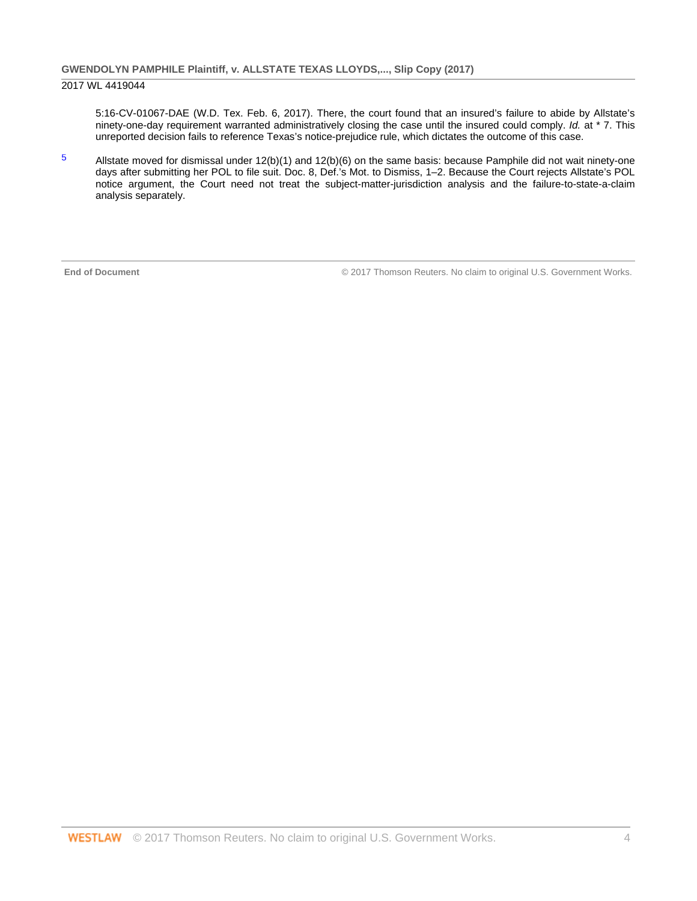5:16-CV-01067-DAE (W.D. Tex. Feb. 6, 2017). There, the court found that an insured's failure to abide by Allstate's ninety-one-day requirement warranted administratively closing the case until the insured could comply. *Id.* at * 7. This unreported decision fails to reference Texas's notice-prejudice rule, which dictates the outcome of this case.

5 Allstate moved for dismissal under 12(b)(1) and 12(b)(6) on the same basis: because Pamphile did not wait ninety-one days after submitting her POL to file suit. Doc. 8, Def.'s Mot. to Dismiss, 1–2. Because the Court rejects Allstate's POL notice argument, the Court need not treat the subject-matter-jurisdiction analysis and the failure-to-state-a-claim analysis separately.

**End of Document** © 2017 Thomson Reuters. No claim to original U.S. Government Works.